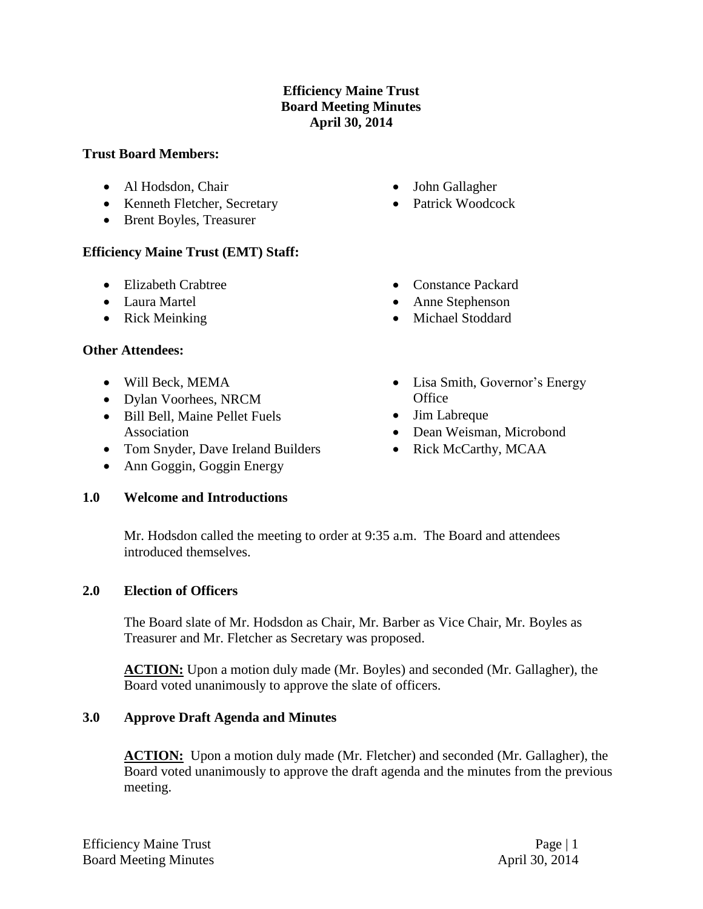# Efficiency Maine Trust
# Board Meeting Minutes
# April 30, 2014

**Trust Board Members:**

- Al Hodsdon, Chair
- Kenneth Fletcher, Secretary
- Brent Boyles, Treasurer
- John Gallagher
- Patrick Woodcock

**Efficiency Maine Trust (EMT) Staff:**

- Elizabeth Crabtree
- Laura Martel
- Rick Meinking
- Constance Packard
- Anne Stephenson
- Michael Stoddard

**Other Attendees:**

- Will Beck, MEMA
- Dylan Voorhees, NRCM
- Bill Bell, Maine Pellet Fuels Association
- Tom Snyder, Dave Ireland Builders
- Ann Goggin, Goggin Energy
- Lisa Smith, Governor's Energy Office
- Jim Labreque
- Dean Weisman, Microbond
- Rick McCarthy, MCAA

## 1.0 Welcome and Introductions

Mr. Hodsdon called the meeting to order at 9:35 a.m. The Board and attendees introduced themselves.

## 2.0 Election of Officers

The Board slate of Mr. Hodsdon as Chair, Mr. Barber as Vice Chair, Mr. Boyles as Treasurer and Mr. Fletcher as Secretary was proposed.

**ACTION:** Upon a motion duly made (Mr. Boyles) and seconded (Mr. Gallagher), the Board voted unanimously to approve the slate of officers.

## 3.0 Approve Draft Agenda and Minutes

**ACTION:** Upon a motion duly made (Mr. Fletcher) and seconded (Mr. Gallagher), the Board voted unanimously to approve the draft agenda and the minutes from the previous meeting.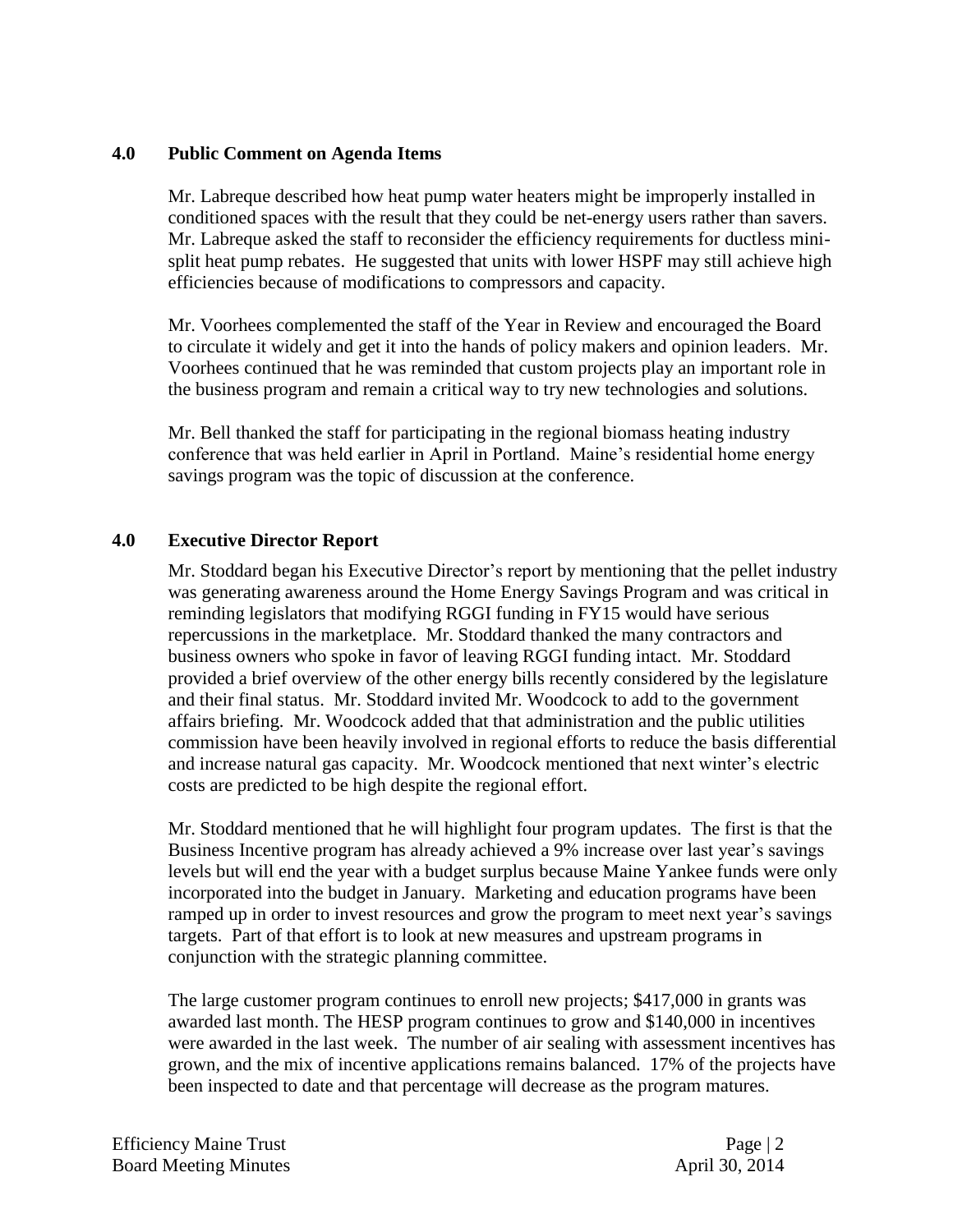## 4.0 Public Comment on Agenda Items

Mr. Labreque described how heat pump water heaters might be improperly installed in conditioned spaces with the result that they could be net-energy users rather than savers. Mr. Labreque asked the staff to reconsider the efficiency requirements for ductless mini-split heat pump rebates. He suggested that units with lower HSPF may still achieve high efficiencies because of modifications to compressors and capacity.

Mr. Voorhees complemented the staff of the Year in Review and encouraged the Board to circulate it widely and get it into the hands of policy makers and opinion leaders. Mr. Voorhees continued that he was reminded that custom projects play an important role in the business program and remain a critical way to try new technologies and solutions.

Mr. Bell thanked the staff for participating in the regional biomass heating industry conference that was held earlier in April in Portland. Maine's residential home energy savings program was the topic of discussion at the conference.

## 4.0 Executive Director Report

Mr. Stoddard began his Executive Director's report by mentioning that the pellet industry was generating awareness around the Home Energy Savings Program and was critical in reminding legislators that modifying RGGI funding in FY15 would have serious repercussions in the marketplace. Mr. Stoddard thanked the many contractors and business owners who spoke in favor of leaving RGGI funding intact. Mr. Stoddard provided a brief overview of the other energy bills recently considered by the legislature and their final status. Mr. Stoddard invited Mr. Woodcock to add to the government affairs briefing. Mr. Woodcock added that that administration and the public utilities commission have been heavily involved in regional efforts to reduce the basis differential and increase natural gas capacity. Mr. Woodcock mentioned that next winter's electric costs are predicted to be high despite the regional effort.

Mr. Stoddard mentioned that he will highlight four program updates. The first is that the Business Incentive program has already achieved a 9% increase over last year's savings levels but will end the year with a budget surplus because Maine Yankee funds were only incorporated into the budget in January. Marketing and education programs have been ramped up in order to invest resources and grow the program to meet next year's savings targets. Part of that effort is to look at new measures and upstream programs in conjunction with the strategic planning committee.

The large customer program continues to enroll new projects; $417,000 in grants was awarded last month. The HESP program continues to grow and $140,000 in incentives were awarded in the last week. The number of air sealing with assessment incentives has grown, and the mix of incentive applications remains balanced. 17% of the projects have been inspected to date and that percentage will decrease as the program matures.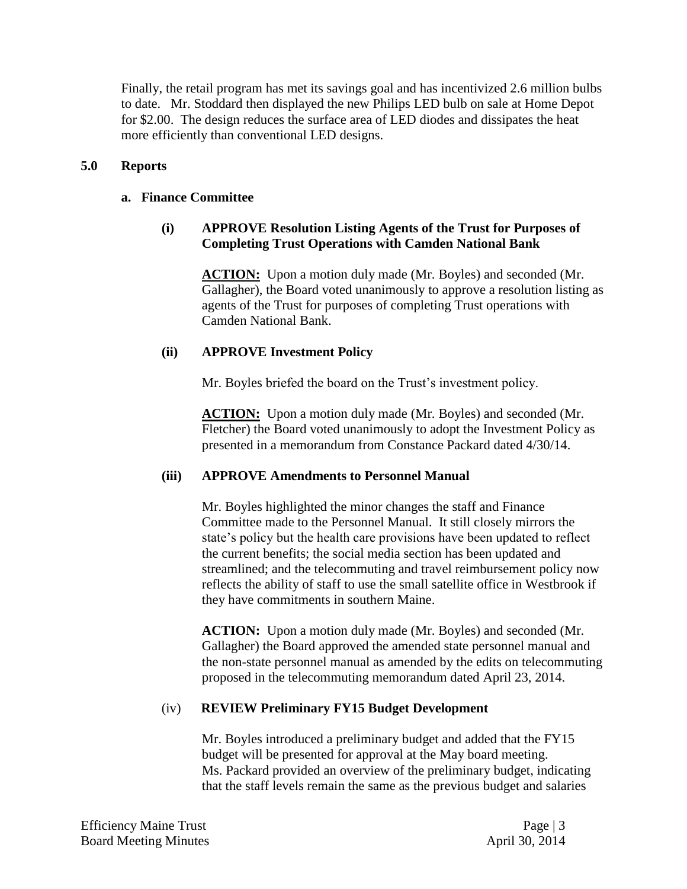Finally, the retail program has met its savings goal and has incentivized 2.6 million bulbs to date. Mr. Stoddard then displayed the new Philips LED bulb on sale at Home Depot for $2.00. The design reduces the surface area of LED diodes and dissipates the heat more efficiently than conventional LED designs.

## 5.0 Reports

### a. Finance Committee

#### (i) APPROVE Resolution Listing Agents of the Trust for Purposes of Completing Trust Operations with Camden National Bank

**ACTION:** Upon a motion duly made (Mr. Boyles) and seconded (Mr. Gallagher), the Board voted unanimously to approve a resolution listing as agents of the Trust for purposes of completing Trust operations with Camden National Bank.

#### (ii) APPROVE Investment Policy

Mr. Boyles briefed the board on the Trust's investment policy.

**ACTION:** Upon a motion duly made (Mr. Boyles) and seconded (Mr. Fletcher) the Board voted unanimously to adopt the Investment Policy as presented in a memorandum from Constance Packard dated 4/30/14.

#### (iii) APPROVE Amendments to Personnel Manual

Mr. Boyles highlighted the minor changes the staff and Finance Committee made to the Personnel Manual. It still closely mirrors the state's policy but the health care provisions have been updated to reflect the current benefits; the social media section has been updated and streamlined; and the telecommuting and travel reimbursement policy now reflects the ability of staff to use the small satellite office in Westbrook if they have commitments in southern Maine.

**ACTION:** Upon a motion duly made (Mr. Boyles) and seconded (Mr. Gallagher) the Board approved the amended state personnel manual and the non-state personnel manual as amended by the edits on telecommuting proposed in the telecommuting memorandum dated April 23, 2014.

#### (iv) REVIEW Preliminary FY15 Budget Development

Mr. Boyles introduced a preliminary budget and added that the FY15 budget will be presented for approval at the May board meeting. Ms. Packard provided an overview of the preliminary budget, indicating that the staff levels remain the same as the previous budget and salaries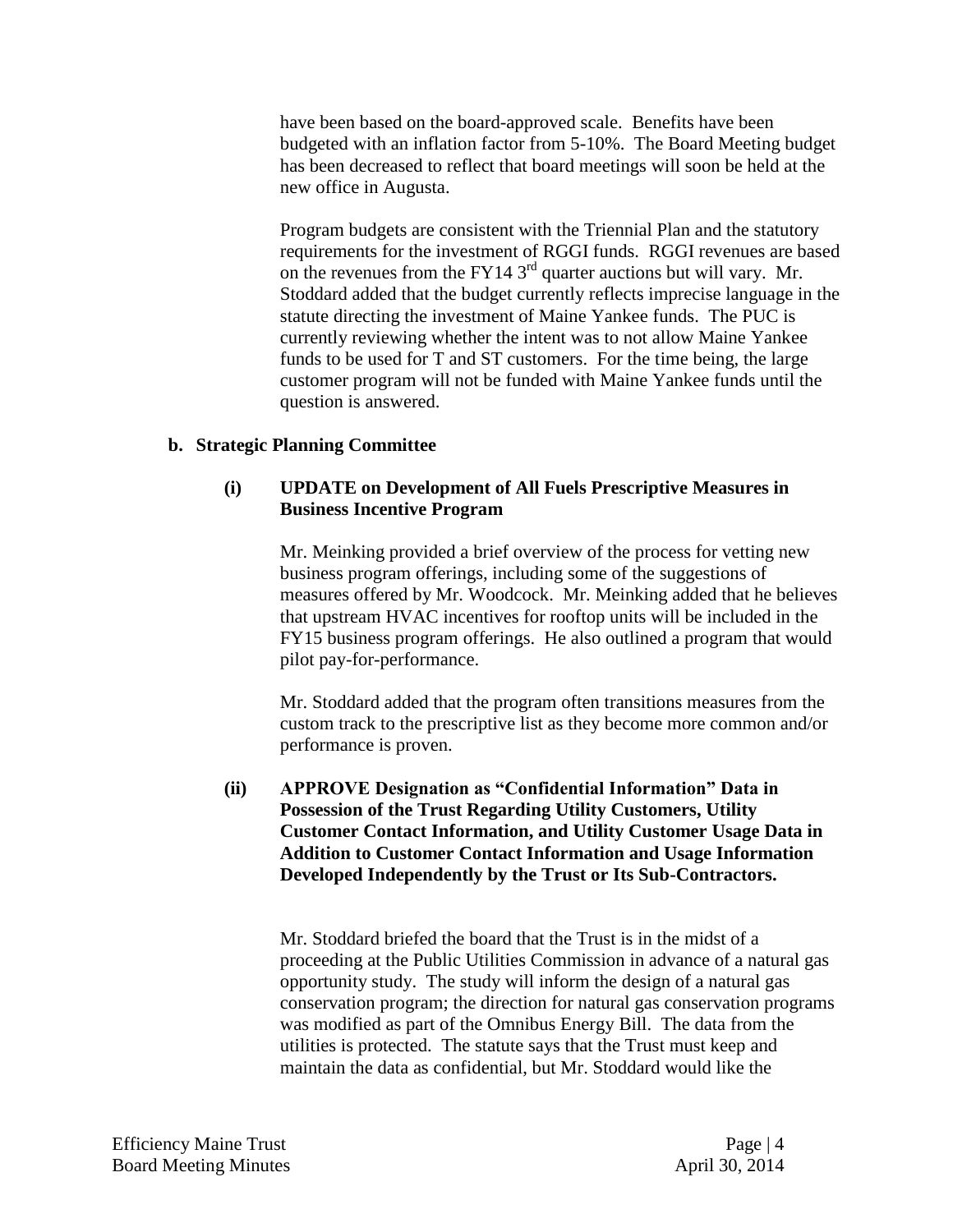have been based on the board-approved scale. Benefits have been budgeted with an inflation factor from 5-10%. The Board Meeting budget has been decreased to reflect that board meetings will soon be held at the new office in Augusta.

Program budgets are consistent with the Triennial Plan and the statutory requirements for the investment of RGGI funds. RGGI revenues are based on the revenues from the FY14 3rd quarter auctions but will vary. Mr. Stoddard added that the budget currently reflects imprecise language in the statute directing the investment of Maine Yankee funds. The PUC is currently reviewing whether the intent was to not allow Maine Yankee funds to be used for T and ST customers. For the time being, the large customer program will not be funded with Maine Yankee funds until the question is answered.

**b. Strategic Planning Committee**

**(i) UPDATE on Development of All Fuels Prescriptive Measures in Business Incentive Program**

Mr. Meinking provided a brief overview of the process for vetting new business program offerings, including some of the suggestions of measures offered by Mr. Woodcock. Mr. Meinking added that he believes that upstream HVAC incentives for rooftop units will be included in the FY15 business program offerings. He also outlined a program that would pilot pay-for-performance.

Mr. Stoddard added that the program often transitions measures from the custom track to the prescriptive list as they become more common and/or performance is proven.

**(ii) APPROVE Designation as "Confidential Information" Data in Possession of the Trust Regarding Utility Customers, Utility Customer Contact Information, and Utility Customer Usage Data in Addition to Customer Contact Information and Usage Information Developed Independently by the Trust or Its Sub-Contractors.**

Mr. Stoddard briefed the board that the Trust is in the midst of a proceeding at the Public Utilities Commission in advance of a natural gas opportunity study. The study will inform the design of a natural gas conservation program; the direction for natural gas conservation programs was modified as part of the Omnibus Energy Bill. The data from the utilities is protected. The statute says that the Trust must keep and maintain the data as confidential, but Mr. Stoddard would like the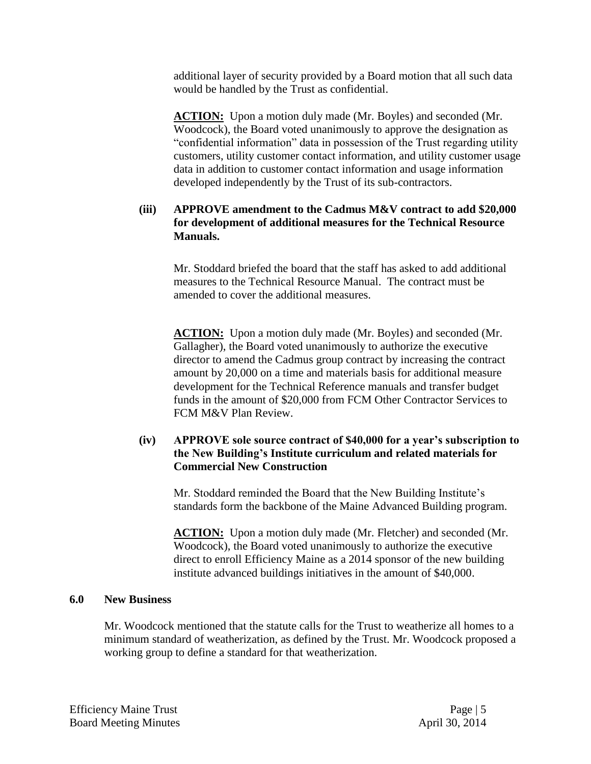additional layer of security provided by a Board motion that all such data would be handled by the Trust as confidential.

**ACTION:** Upon a motion duly made (Mr. Boyles) and seconded (Mr. Woodcock), the Board voted unanimously to approve the designation as "confidential information" data in possession of the Trust regarding utility customers, utility customer contact information, and utility customer usage data in addition to customer contact information and usage information developed independently by the Trust of its sub-contractors.

**(iii) APPROVE amendment to the Cadmus M&V contract to add $20,000 for development of additional measures for the Technical Resource Manuals.**

Mr. Stoddard briefed the board that the staff has asked to add additional measures to the Technical Resource Manual. The contract must be amended to cover the additional measures.

**ACTION:** Upon a motion duly made (Mr. Boyles) and seconded (Mr. Gallagher), the Board voted unanimously to authorize the executive director to amend the Cadmus group contract by increasing the contract amount by 20,000 on a time and materials basis for additional measure development for the Technical Reference manuals and transfer budget funds in the amount of $20,000 from FCM Other Contractor Services to FCM M&V Plan Review.

**(iv) APPROVE sole source contract of $40,000 for a year's subscription to the New Building's Institute curriculum and related materials for Commercial New Construction**

Mr. Stoddard reminded the Board that the New Building Institute's standards form the backbone of the Maine Advanced Building program.

**ACTION:** Upon a motion duly made (Mr. Fletcher) and seconded (Mr. Woodcock), the Board voted unanimously to authorize the executive direct to enroll Efficiency Maine as a 2014 sponsor of the new building institute advanced buildings initiatives in the amount of $40,000.

## 6.0 New Business

Mr. Woodcock mentioned that the statute calls for the Trust to weatherize all homes to a minimum standard of weatherization, as defined by the Trust. Mr. Woodcock proposed a working group to define a standard for that weatherization.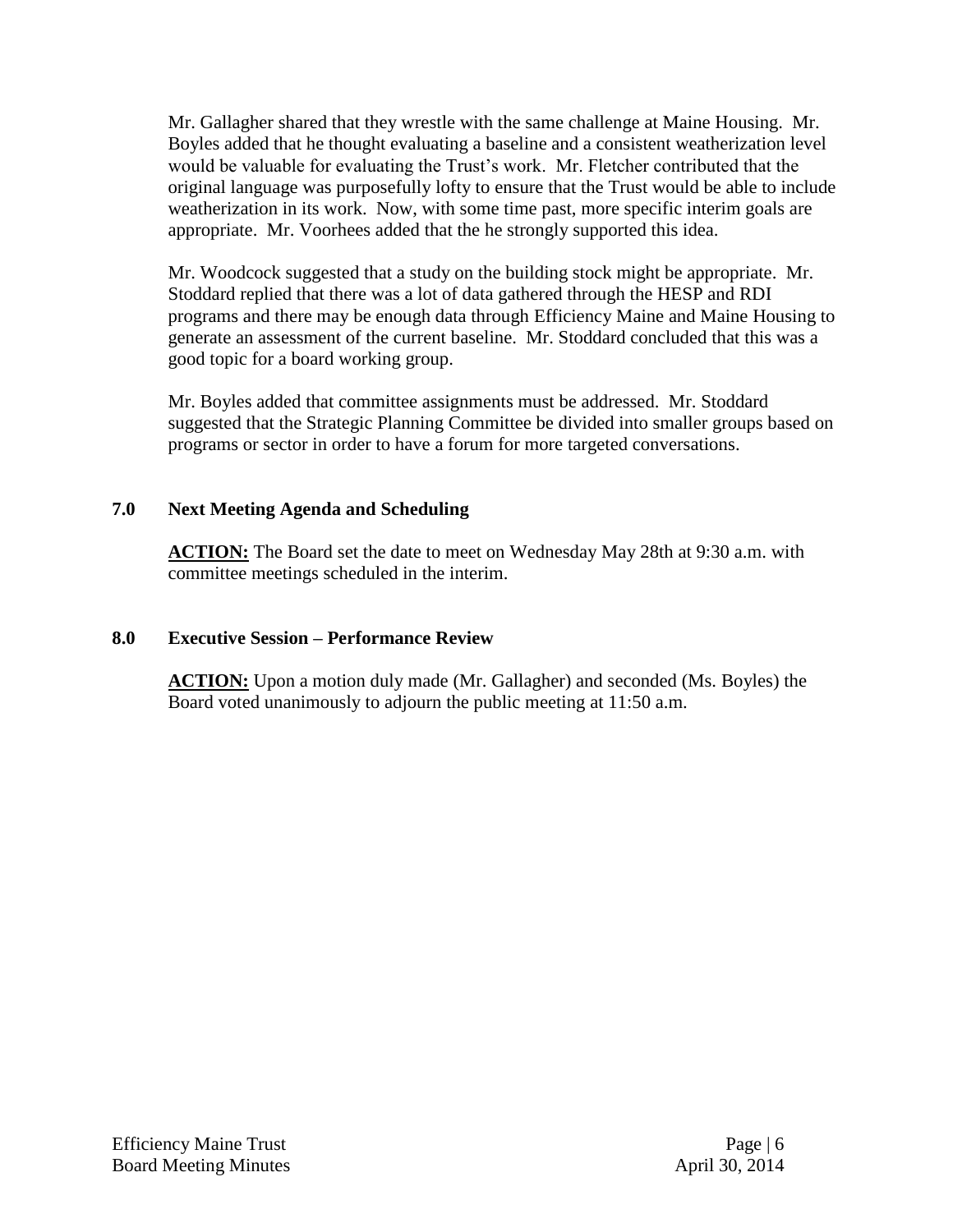Mr. Gallagher shared that they wrestle with the same challenge at Maine Housing. Mr. Boyles added that he thought evaluating a baseline and a consistent weatherization level would be valuable for evaluating the Trust's work. Mr. Fletcher contributed that the original language was purposefully lofty to ensure that the Trust would be able to include weatherization in its work. Now, with some time past, more specific interim goals are appropriate. Mr. Voorhees added that the he strongly supported this idea.

Mr. Woodcock suggested that a study on the building stock might be appropriate. Mr. Stoddard replied that there was a lot of data gathered through the HESP and RDI programs and there may be enough data through Efficiency Maine and Maine Housing to generate an assessment of the current baseline. Mr. Stoddard concluded that this was a good topic for a board working group.

Mr. Boyles added that committee assignments must be addressed. Mr. Stoddard suggested that the Strategic Planning Committee be divided into smaller groups based on programs or sector in order to have a forum for more targeted conversations.

## 7.0 Next Meeting Agenda and Scheduling

**ACTION:** The Board set the date to meet on Wednesday May 28th at 9:30 a.m. with committee meetings scheduled in the interim.

## 8.0 Executive Session – Performance Review

**ACTION:** Upon a motion duly made (Mr. Gallagher) and seconded (Ms. Boyles) the Board voted unanimously to adjourn the public meeting at 11:50 a.m.